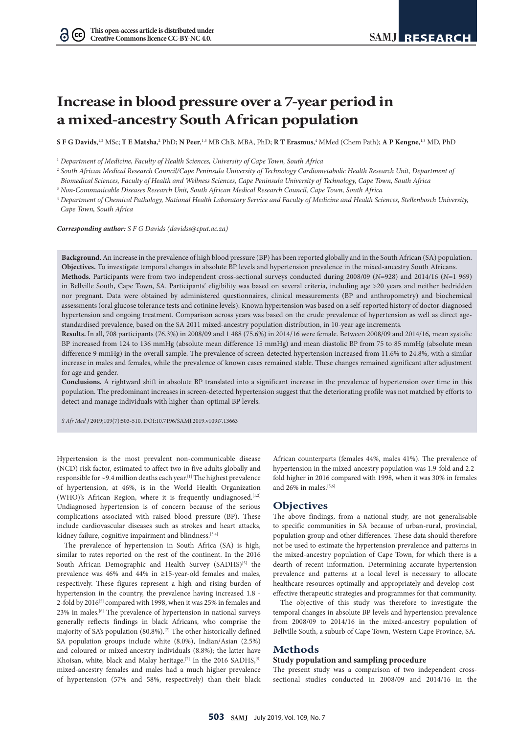# Increase in blood pressure over a 7-year period in a mixed-ancestry South African population

**S F G Davids**,[1,2] MSc; **T E Matsha**,[2] PhD; **N Peer**,[1,3] MB ChB, MBA, PhD; **R T Erasmus**,[4] MMed (Chem Path); **A P Kengne**,[1,3] MD, PhD

[1] *Department of Medicine, Faculty of Health Sciences, University of Cape Town, South Africa*

[2] *South African Medical Research Council/Cape Peninsula University of Technology Cardiometabolic Health Research Unit, Department of Biomedical Sciences, Faculty of Health and Wellness Sciences, Cape Peninsula University of Technology, Cape Town, South Africa*

[3] *Non-Communicable Diseases Research Unit, South African Medical Research Council, Cape Town, South Africa*

[4] *Department of Chemical Pathology, National Health Laboratory Service and Faculty of Medicine and Health Sciences, Stellenbosch University, Cape Town, South Africa*

***Corresponding author:*** *S F G Davids (davidss@cput.ac.za)*

**Background.** An increase in the prevalence of high blood pressure (BP) has been reported globally and in the South African (SA) population.

**Objectives.** To investigate temporal changes in absolute BP levels and hypertension prevalence in the mixed-ancestry South Africans.

**Methods.** Participants were from two independent cross-sectional surveys conducted during 2008/09 (*N*=928) and 2014/16 (*N*=1 969) in Bellville South, Cape Town, SA. Participants' eligibility was based on several criteria, including age >20 years and neither bedridden nor pregnant. Data were obtained by administered questionnaires, clinical measurements (BP and anthropometry) and biochemical assessments (oral glucose tolerance tests and cotinine levels). Known hypertension was based on a self-reported history of doctor-diagnosed hypertension and ongoing treatment. Comparison across years was based on the crude prevalence of hypertension as well as direct age-standardised prevalence, based on the SA 2011 mixed-ancestry population distribution, in 10-year age increments.

**Results.** In all, 708 participants (76.3%) in 2008/09 and 1 488 (75.6%) in 2014/16 were female. Between 2008/09 and 2014/16, mean systolic BP increased from 124 to 136 mmHg (absolute mean difference 15 mmHg) and mean diastolic BP from 75 to 85 mmHg (absolute mean difference 9 mmHg) in the overall sample. The prevalence of screen-detected hypertension increased from 11.6% to 24.8%, with a similar increase in males and females, while the prevalence of known cases remained stable. These changes remained significant after adjustment for age and gender.

**Conclusions.** A rightward shift in absolute BP translated into a significant increase in the prevalence of hypertension over time in this population. The predominant increases in screen-detected hypertension suggest that the deteriorating profile was not matched by efforts to detect and manage individuals with higher-than-optimal BP levels.

*S Afr Med J* 2019;109(7):503-510. DOI:10.7196/SAMJ.2019.v109i7.13663

Hypertension is the most prevalent non-communicable disease (NCD) risk factor, estimated to affect two in five adults globally and responsible for ~9.4 million deaths each year.[1] The highest prevalence of hypertension, at 46%, is in the World Health Organization (WHO)'s African Region, where it is frequently undiagnosed.[1,2] Undiagnosed hypertension is of concern because of the serious complications associated with raised blood pressure (BP). These include cardiovascular diseases such as strokes and heart attacks, kidney failure, cognitive impairment and blindness.[3,4]

The prevalence of hypertension in South Africa (SA) is high, similar to rates reported on the rest of the continent. In the 2016 South African Demographic and Health Survey (SADHS)[5] the prevalence was 46% and 44% in ≥15-year-old females and males, respectively. These figures represent a high and rising burden of hypertension in the country, the prevalence having increased 1.8 - 2-fold by 2016[5] compared with 1998, when it was 25% in females and 23% in males.[6] The prevalence of hypertension in national surveys generally reflects findings in black Africans, who comprise the majority of SA's population (80.8%).[7] The other historically defined SA population groups include white (8.0%), Indian/Asian (2.5%) and coloured or mixed-ancestry individuals (8.8%); the latter have Khoisan, white, black and Malay heritage.[7] In the 2016 SADHS,[5] mixed-ancestry females and males had a much higher prevalence of hypertension (57% and 58%, respectively) than their black African counterparts (females 44%, males 41%). The prevalence of hypertension in the mixed-ancestry population was 1.9-fold and 2.2-fold higher in 2016 compared with 1998, when it was 30% in females and 26% in males.[5,6]

## Objectives

The above findings, from a national study, are not generalisable to specific communities in SA because of urban-rural, provincial, population group and other differences. These data should therefore not be used to estimate the hypertension prevalence and patterns in the mixed-ancestry population of Cape Town, for which there is a dearth of recent information. Determining accurate hypertension prevalence and patterns at a local level is necessary to allocate healthcare resources optimally and appropriately and develop cost-effective therapeutic strategies and programmes for that community.

The objective of this study was therefore to investigate the temporal changes in absolute BP levels and hypertension prevalence from 2008/09 to 2014/16 in the mixed-ancestry population of Bellville South, a suburb of Cape Town, Western Cape Province, SA.

## Methods

### Study population and sampling procedure

The present study was a comparison of two independent cross-sectional studies conducted in 2008/09 and 2014/16 in the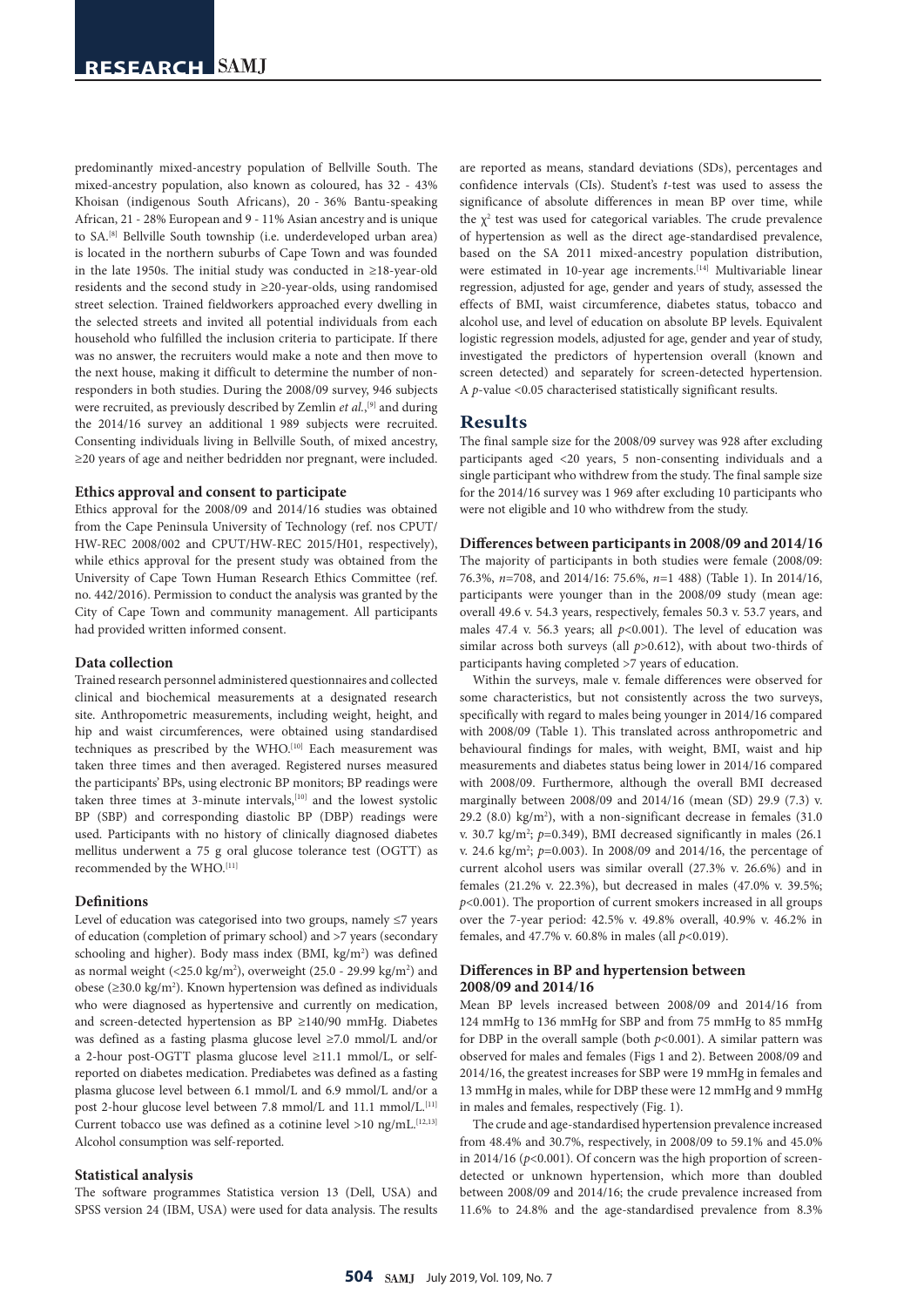predominantly mixed-ancestry population of Bellville South. The mixed-ancestry population, also known as coloured, has 32 - 43% Khoisan (indigenous South Africans), 20 - 36% Bantu-speaking African, 21 - 28% European and 9 - 11% Asian ancestry and is unique to SA.[8] Bellville South township (i.e. underdeveloped urban area) is located in the northern suburbs of Cape Town and was founded in the late 1950s. The initial study was conducted in ≥18-year-old residents and the second study in ≥20-year-olds, using randomised street selection. Trained fieldworkers approached every dwelling in the selected streets and invited all potential individuals from each household who fulfilled the inclusion criteria to participate. If there was no answer, the recruiters would make a note and then move to the next house, making it difficult to determine the number of non-responders in both studies. During the 2008/09 survey, 946 subjects were recruited, as previously described by Zemlin *et al.*,[9] and during the 2014/16 survey an additional 1 989 subjects were recruited. Consenting individuals living in Bellville South, of mixed ancestry, ≥20 years of age and neither bedridden nor pregnant, were included.

### Ethics approval and consent to participate

Ethics approval for the 2008/09 and 2014/16 studies was obtained from the Cape Peninsula University of Technology (ref. nos CPUT/HW-REC 2008/002 and CPUT/HW-REC 2015/H01, respectively), while ethics approval for the present study was obtained from the University of Cape Town Human Research Ethics Committee (ref. no. 442/2016). Permission to conduct the analysis was granted by the City of Cape Town and community management. All participants had provided written informed consent.

### Data collection

Trained research personnel administered questionnaires and collected clinical and biochemical measurements at a designated research site. Anthropometric measurements, including weight, height, and hip and waist circumferences, were obtained using standardised techniques as prescribed by the WHO.[10] Each measurement was taken three times and then averaged. Registered nurses measured the participants' BPs, using electronic BP monitors; BP readings were taken three times at 3-minute intervals,[10] and the lowest systolic BP (SBP) and corresponding diastolic BP (DBP) readings were used. Participants with no history of clinically diagnosed diabetes mellitus underwent a 75 g oral glucose tolerance test (OGTT) as recommended by the WHO.[11]

### Definitions

Level of education was categorised into two groups, namely ≤7 years of education (completion of primary school) and >7 years (secondary schooling and higher). Body mass index (BMI, kg/m$^2$) was defined as normal weight (<25.0 kg/m$^2$), overweight (25.0 - 29.99 kg/m$^2$) and obese (≥30.0 kg/m$^2$). Known hypertension was defined as individuals who were diagnosed as hypertensive and currently on medication, and screen-detected hypertension as BP ≥140/90 mmHg. Diabetes was defined as a fasting plasma glucose level ≥7.0 mmol/L and/or a 2-hour post-OGTT plasma glucose level ≥11.1 mmol/L, or self-reported on diabetes medication. Prediabetes was defined as a fasting plasma glucose level between 6.1 mmol/L and 6.9 mmol/L and/or a post 2-hour glucose level between 7.8 mmol/L and 11.1 mmol/L.[11] Current tobacco use was defined as a cotinine level >10 ng/mL.[12,13] Alcohol consumption was self-reported.

### Statistical analysis

The software programmes Statistica version 13 (Dell, USA) and SPSS version 24 (IBM, USA) were used for data analysis. The results are reported as means, standard deviations (SDs), percentages and confidence intervals (CIs). Student's *t*-test was used to assess the significance of absolute differences in mean BP over time, while the $\chi^2$ test was used for categorical variables. The crude prevalence of hypertension as well as the direct age-standardised prevalence, based on the SA 2011 mixed-ancestry population distribution, were estimated in 10-year age increments.[14] Multivariable linear regression, adjusted for age, gender and years of study, assessed the effects of BMI, waist circumference, diabetes status, tobacco and alcohol use, and level of education on absolute BP levels. Equivalent logistic regression models, adjusted for age, gender and year of study, investigated the predictors of hypertension overall (known and screen detected) and separately for screen-detected hypertension. A *p*-value <0.05 characterised statistically significant results.

## Results

The final sample size for the 2008/09 survey was 928 after excluding participants aged <20 years, 5 non-consenting individuals and a single participant who withdrew from the study. The final sample size for the 2014/16 survey was 1 969 after excluding 10 participants who were not eligible and 10 who withdrew from the study.

### Differences between participants in 2008/09 and 2014/16

The majority of participants in both studies were female (2008/09: 76.3%, *n*=708, and 2014/16: 75.6%, *n*=1 488) (Table 1). In 2014/16, participants were younger than in the 2008/09 study (mean age: overall 49.6 v. 54.3 years, respectively, females 50.3 v. 53.7 years, and males 47.4 v. 56.3 years; all *p*<0.001). The level of education was similar across both surveys (all *p*>0.612), with about two-thirds of participants having completed >7 years of education.

Within the surveys, male v. female differences were observed for some characteristics, but not consistently across the two surveys, specifically with regard to males being younger in 2014/16 compared with 2008/09 (Table 1). This translated across anthropometric and behavioural findings for males, with weight, BMI, waist and hip measurements and diabetes status being lower in 2014/16 compared with 2008/09. Furthermore, although the overall BMI decreased marginally between 2008/09 and 2014/16 (mean (SD) 29.9 (7.3) v. 29.2 (8.0) kg/m$^2$), with a non-significant decrease in females (31.0 v. 30.7 kg/m$^2$; *p*=0.349), BMI decreased significantly in males (26.1 v. 24.6 kg/m$^2$; *p*=0.003). In 2008/09 and 2014/16, the percentage of current alcohol users was similar overall (27.3% v. 26.6%) and in females (21.2% v. 22.3%), but decreased in males (47.0% v. 39.5%; *p*<0.001). The proportion of current smokers increased in all groups over the 7-year period: 42.5% v. 49.8% overall, 40.9% v. 46.2% in females, and 47.7% v. 60.8% in males (all *p*<0.019).

### Differences in BP and hypertension between 2008/09 and 2014/16

Mean BP levels increased between 2008/09 and 2014/16 from 124 mmHg to 136 mmHg for SBP and from 75 mmHg to 85 mmHg for DBP in the overall sample (both *p*<0.001). A similar pattern was observed for males and females (Figs 1 and 2). Between 2008/09 and 2014/16, the greatest increases for SBP were 19 mmHg in females and 13 mmHg in males, while for DBP these were 12 mmHg and 9 mmHg in males and females, respectively (Fig. 1).

The crude and age-standardised hypertension prevalence increased from 48.4% and 30.7%, respectively, in 2008/09 to 59.1% and 45.0% in 2014/16 (*p*<0.001). Of concern was the high proportion of screen-detected or unknown hypertension, which more than doubled between 2008/09 and 2014/16; the crude prevalence increased from 11.6% to 24.8% and the age-standardised prevalence from 8.3%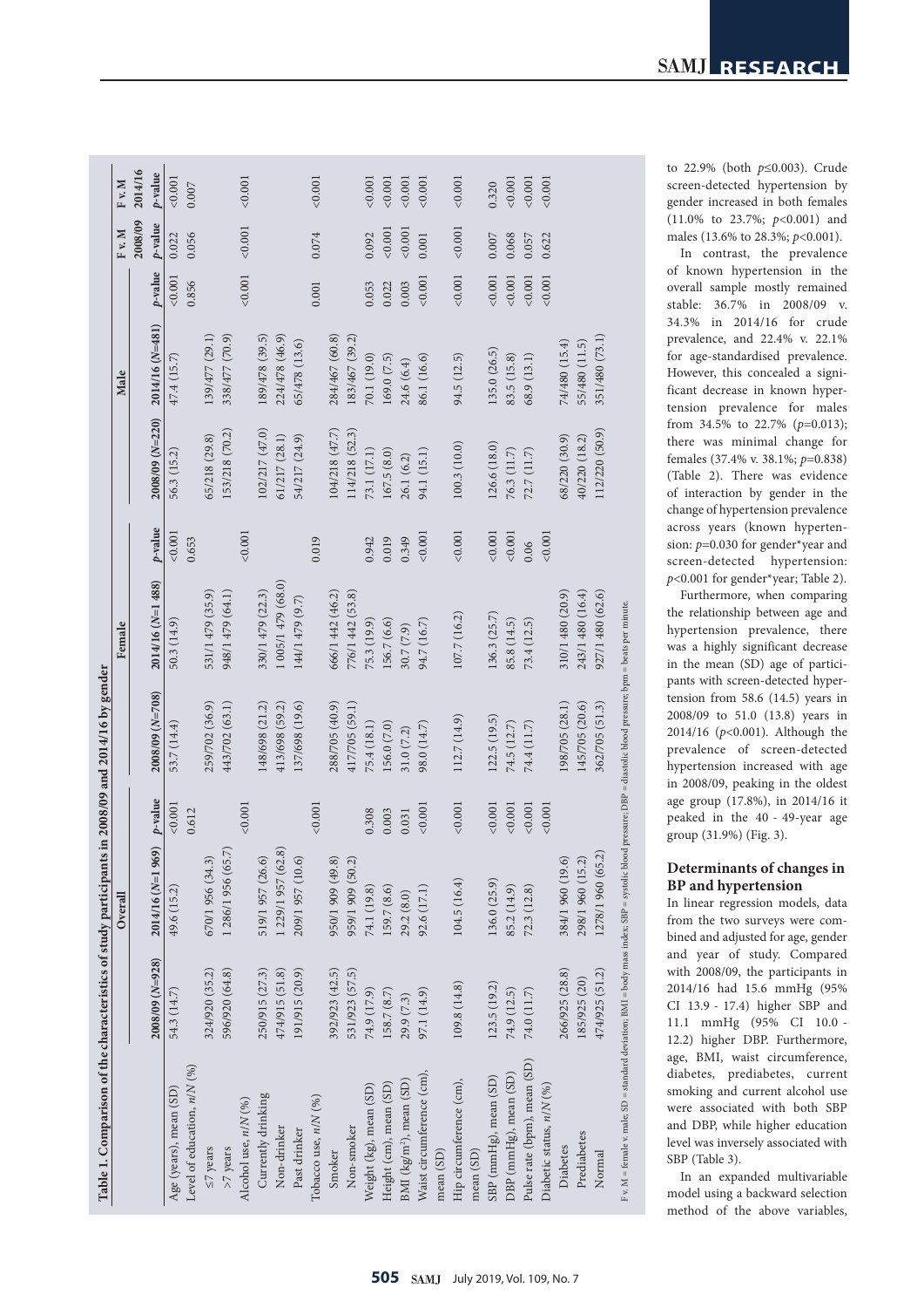**Table 1. Comparison of the characteristics of study participants in 2008/09 and 2014/16 by gender**

| | Overall | | | Female | | | Male | | | F v. M 2008/09 | F v. M 2014/16 |
|---|---|---|---|---|---|---|---|---|---|---|---|
| | 2008/09 (N=928) | 2014/16 (N=1 969) | p-value | 2008/09 (N=708) | 2014/16 (N=1 488) | p-value | 2008/09 (N=220) | 2014/16 (N=481) | p-value | p-value | p-value |
| Age (years), mean (SD) | 54.3 (14.7) | 49.6 (15.2) | <0.001 | 53.7 (14.4) | 50.3 (14.9) | <0.001 | 56.3 (15.2) | 47.4 (15.7) | <0.001 | 0.022 | <0.001 |
| Level of education, n/N (%) | | | 0.612 | | | 0.653 | | | 0.856 | 0.056 | 0.007 |
| ≤7 years | 324/920 (35.2) | 670/1 956 (34.3) | | 259/702 (36.9) | 531/1 479 (35.9) | | 65/218 (29.8) | 139/477 (29.1) | | | |
| >7 years | 596/920 (64.8) | 1 286/1 956 (65.7) | | 443/702 (63.1) | 948/1 479 (64.1) | | 153/218 (70.2) | 338/477 (70.9) | | | |
| Alcohol use, n/N (%) | | | <0.001 | | | <0.001 | | | <0.001 | <0.001 | <0.001 |
| Currently drinking | 250/915 (27.3) | 519/1 957 (26.6) | | 148/698 (21.2) | 330/1 479 (22.3) | | 102/217 (47.0) | 189/478 (39.5) | | | |
| Non-drinker | 474/915 (51.8) | 1 229/1 957 (62.8) | | 413/698 (59.2) | 1 005/1 479 (68.0) | | 61/217 (28.1) | 224/478 (46.9) | | | |
| Past drinker | 191/915 (20.9) | 209/1 957 (10.6) | | 137/698 (19.6) | 144/1 479 (9.7) | | 54/217 (24.9) | 65/478 (13.6) | | | |
| Tobacco use, n/N (%) | | | <0.001 | | | 0.019 | | | 0.001 | 0.074 | <0.001 |
| Smoker | 392/923 (42.5) | 950/1 909 (49.8) | | 288/705 (40.9) | 666/1 442 (46.2) | | 104/218 (47.7) | 284/467 (60.8) | | | |
| Non-smoker | 531/923 (57.5) | 959/1 909 (50.2) | | 417/705 (59.1) | 776/1 442 (53.8) | | 114/218 (52.3) | 183/467 (39.2) | | | |
| Weight (kg), mean (SD) | 74.9 (17.9) | 74.1 (19.8) | 0.308 | 75.4 (18.1) | 75.3 (19.9) | 0.942 | 73.1 (17.1) | 70.1 (19.0) | 0.053 | 0.092 | <0.001 |
| Height (cm), mean (SD) | 158.7 (8.7) | 159.7 (8.6) | 0.003 | 156.0 (7.0) | 156.7 (6.6) | 0.019 | 167.5 (8.0) | 169.0 (7.5) | 0.022 | <0.001 | <0.001 |
| BMI (kg/m²), mean (SD) | 29.9 (7.3) | 29.2 (8.0) | 0.031 | 31.0 (7.2) | 30.7 (7.9) | 0.349 | 26.1 (6.2) | 24.6 (6.4) | 0.003 | <0.001 | <0.001 |
| Waist circumference (cm), mean (SD) | 97.1 (14.9) | 92.6 (17.1) | <0.001 | 98.0 (14.7) | 94.7 (16.7) | <0.001 | 94.1 (15.1) | 86.1 (16.6) | <0.001 | 0.001 | <0.001 |
| Hip circumference (cm), mean (SD) | 109.8 (14.8) | 104.5 (16.4) | <0.001 | 112.7 (14.9) | 107.7 (16.2) | <0.001 | 100.3 (10.0) | 94.5 (12.5) | <0.001 | <0.001 | <0.001 |
| SBP (mmHg), mean (SD) | 123.5 (19.2) | 136.0 (25.9) | <0.001 | 122.5 (19.5) | 136.3 (25.7) | <0.001 | 126.6 (18.0) | 135.0 (26.5) | <0.001 | 0.007 | 0.320 |
| DBP (mmHg), mean (SD) | 74.9 (12.5) | 85.2 (14.9) | <0.001 | 74.5 (12.7) | 85.8 (14.5) | <0.001 | 76.3 (11.7) | 83.5 (15.8) | <0.001 | 0.068 | <0.001 |
| Pulse rate (bpm), mean (SD) | 74.0 (11.7) | 72.3 (12.8) | <0.001 | 74.4 (11.7) | 73.4 (12.5) | 0.06 | 72.7 (11.7) | 68.9 (13.1) | <0.001 | 0.057 | <0.001 |
| Diabetic status, n/N (%) | | | <0.001 | | | <0.001 | | | <0.001 | 0.622 | <0.001 |
| Diabetes | 266/925 (28.8) | 384/1 960 (19.6) | | 198/705 (28.1) | 310/1 480 (20.9) | | 68/220 (30.9) | 74/480 (15.4) | | | |
| Prediabetes | 185/925 (20) | 298/1 960 (15.2) | | 145/705 (20.6) | 243/1 480 (16.4) | | 40/220 (18.2) | 55/480 (11.5) | | | |
| Normal | 474/925 (51.2) | 1278/1 960 (65.2) | | 362/705 (51.3) | 927/1 480 (62.6) | | 112/220 (50.9) | 351/480 (73.1) | | | |

F v. M = female v. male; SD = standard deviation; BMI = body mass index; SBP = systolic blood pressure; DBP = diastolic blood pressure; bpm = beats per minute.

to 22.9% (both $p \leq 0.003$). Crude screen-detected hypertension by gender increased in both females (11.0% to 23.7%; $p<0.001$) and males (13.6% to 28.3%; $p<0.001$).

In contrast, the prevalence of known hypertension in the overall sample mostly remained stable: 36.7% in 2008/09 v. 34.3% in 2014/16 for crude prevalence, and 22.4% v. 22.1% for age-standardised prevalence. However, this concealed a significant decrease in known hypertension prevalence for males from 34.5% to 22.7% ($p=0.013$); there was minimal change for females (37.4% v. 38.1%; $p=0.838$) (Table 2). There was evidence of interaction by gender in the change of hypertension prevalence across years (known hypertension: $p=0.030$ for gender*year and screen-detected hypertension: $p<0.001$ for gender*year; Table 2).

Furthermore, when comparing the relationship between age and hypertension prevalence, there was a highly significant decrease in the mean (SD) age of participants with screen-detected hypertension from 58.6 (14.5) years in 2008/09 to 51.0 (13.8) years in 2014/16 ($p<0.001$). Although the prevalence of screen-detected hypertension increased with age in 2008/09, peaking in the oldest age group (17.8%), in 2014/16 it peaked in the 40 - 49-year age group (31.9%) (Fig. 3).

## Determinants of changes in BP and hypertension

In linear regression models, data from the two surveys were combined and adjusted for age, gender and year of study. Compared with 2008/09, the participants in 2014/16 had 15.6 mmHg (95% CI 13.9 - 17.4) higher SBP and 11.1 mmHg (95% CI 10.0 - 12.2) higher DBP. Furthermore, age, BMI, waist circumference, diabetes, prediabetes, current smoking and current alcohol use were associated with both SBP and DBP, while higher education level was inversely associated with SBP (Table 3).

In an expanded multivariable model using a backward selection method of the above variables,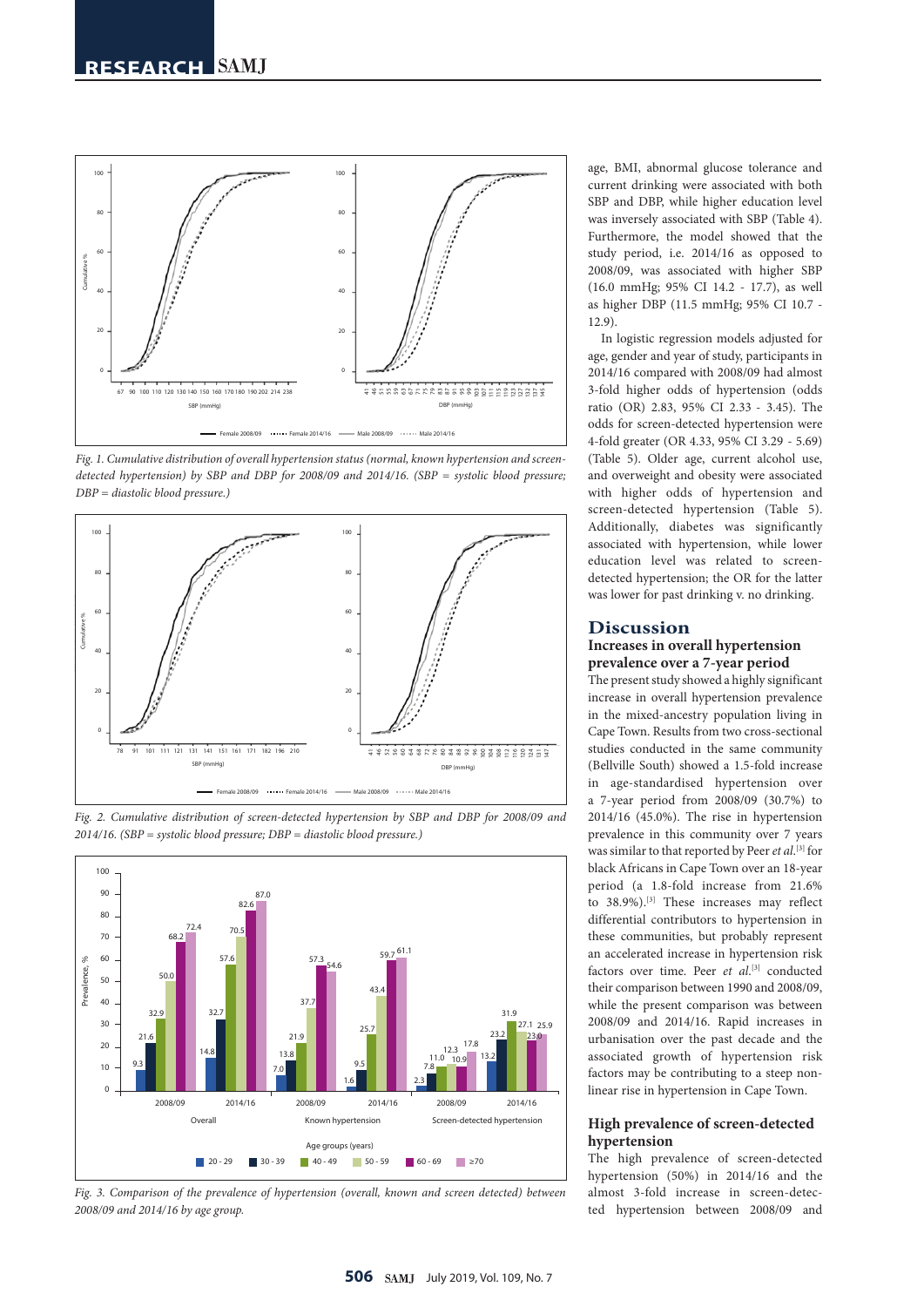Fig. 1. Cumulative distribution of overall hypertension status (normal, known hypertension and screen-detected hypertension) by SBP and DBP for 2008/09 and 2014/16. (SBP = systolic blood pressure; DBP = diastolic blood pressure.)

Fig. 2. Cumulative distribution of screen-detected hypertension by SBP and DBP for 2008/09 and 2014/16. (SBP = systolic blood pressure; DBP = diastolic blood pressure.)

Fig. 3. Comparison of the prevalence of hypertension (overall, known and screen detected) between 2008/09 and 2014/16 by age group.

age, BMI, abnormal glucose tolerance and current drinking were associated with both SBP and DBP, while higher education level was inversely associated with SBP (Table 4). Furthermore, the model showed that the study period, i.e. 2014/16 as opposed to 2008/09, was associated with higher SBP (16.0 mmHg; 95% CI 14.2 - 17.7), as well as higher DBP (11.5 mmHg; 95% CI 10.7 - 12.9).

In logistic regression models adjusted for age, gender and year of study, participants in 2014/16 compared with 2008/09 had almost 3-fold higher odds of hypertension (odds ratio (OR) 2.83, 95% CI 2.33 - 3.45). The odds for screen-detected hypertension were 4-fold greater (OR 4.33, 95% CI 3.29 - 5.69) (Table 5). Older age, current alcohol use, and overweight and obesity were associated with higher odds of hypertension and screen-detected hypertension (Table 5). Additionally, diabetes was significantly associated with hypertension, while lower education level was related to screen-detected hypertension; the OR for the latter was lower for past drinking v. no drinking.

## Discussion

### Increases in overall hypertension prevalence over a 7-year period

The present study showed a highly significant increase in overall hypertension prevalence in the mixed-ancestry population living in Cape Town. Results from two cross-sectional studies conducted in the same community (Bellville South) showed a 1.5-fold increase in age-standardised hypertension over a 7-year period from 2008/09 (30.7%) to 2014/16 (45.0%). The rise in hypertension prevalence in this community over 7 years was similar to that reported by Peer *et al.*[3] for black Africans in Cape Town over an 18-year period (a 1.8-fold increase from 21.6% to 38.9%).[3] These increases may reflect differential contributors to hypertension in these communities, but probably represent an accelerated increase in hypertension risk factors over time. Peer *et al.*[3] conducted their comparison between 1990 and 2008/09, while the present comparison was between 2008/09 and 2014/16. Rapid increases in urbanisation over the past decade and the associated growth of hypertension risk factors may be contributing to a steep non-linear rise in hypertension in Cape Town.

### High prevalence of screen-detected hypertension

The high prevalence of screen-detected hypertension (50%) in 2014/16 and the almost 3-fold increase in screen-detected hypertension between 2008/09 and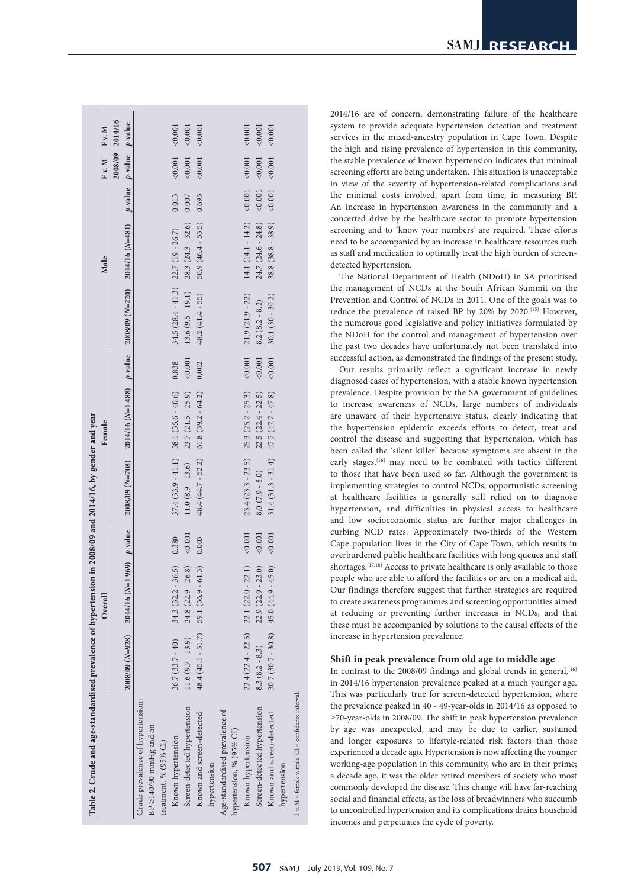**Table 2. Crude and age-standardised prevalence of hypertension in 2008/09 and 2014/16, by gender and year**

| | Overall | | | Female | | | Male | | | F v. M | F v. M |
|---|---|---|---|---|---|---|---|---|---|---|---|
| | 2008/09 (N=928) | 2014/16 (N=1 969) | p-value | 2008/09 (N=708) | 2014/16 (N=1 488) | p-value | 2008/09 (N=220) | 2014/16 (N=481) | p-value | 2008/09 p-value | 2014/16 p-value |
| Crude prevalence of hypertension: BP ≥140/90 mmHg and on treatment, % (95% CI) | | | | | | | | | | | |
| Known hypertension | 36.7 (33.7 - 40) | 34.3 (32.2 - 36.5) | 0.380 | 37.4 (33.9 - 41.1) | 38.1 (35.6 - 40.6) | 0.838 | 34.5 (28.4 - 41.3) | 22.7 (19 - 26.7) | 0.013 | <0.001 | <0.001 |
| Screen-detected hypertension | 11.6 (9.7 - 13.9) | 24.8 (22.9 - 26.8) | <0.001 | 11.0 (8.9 - 13.6) | 23.7 (21.5 - 25.9) | <0.001 | 13.6 (9.5 - 19.1) | 28.3 (24.3 - 32.6) | 0.007 | <0.001 | <0.001 |
| Known and screen-detected hypertension | 48.4 (45.1 - 51.7) | 59.1 (56.9 - 61.3) | 0.003 | 48.4 (44.7 - 52.2) | 61.8 (59.2 - 64.2) | 0.002 | 48.2 (41.4 - 55) | 50.9 (46.4 - 55.5) | 0.695 | <0.001 | <0.001 |
| Age-standardised prevalence of hypertension, % (95% CI) | | | | | | | | | | | |
| Known hypertension | 22.4 (22.4 - 22.5) | 22.1 (22.0 - 22.1) | <0.001 | 23.4 (23.3 - 23.5) | 25.3 (25.2 - 25.3) | <0.001 | 21.9 (21.9 - 22) | 14.1 (14.1 - 14.2) | <0.001 | <0.001 | <0.001 |
| Screen-detected hypertension | 8.3 (8.2 - 8.3) | 22.9 (22.9 - 23.0) | <0.001 | 8.0 (7.9 - 8.0) | 22.5 (22.4 - 22.5) | <0.001 | 8.2 (8.2 - 8.2) | 24.7 (24.6 - 24.8) | <0.001 | <0.001 | <0.001 |
| Known and screen-detected hypertension | 30.7 (30.7 - 30.8) | 45.0 (44.9 - 45.0) | <0.001 | 31.4 (31.3 - 31.4) | 47.7 (47.7 - 47.8) | <0.001 | 30.1 (30 - 30.2) | 38.8 (38.8 - 38.9) | <0.001 | <0.001 | <0.001 |

F v. M = female v. male; CI = confidence interval.

2014/16 are of concern, demonstrating failure of the healthcare system to provide adequate hypertension detection and treatment services in the mixed-ancestry population in Cape Town. Despite the high and rising prevalence of hypertension in this community, the stable prevalence of known hypertension indicates that minimal screening efforts are being undertaken. This situation is unacceptable in view of the severity of hypertension-related complications and the minimal costs involved, apart from time, in measuring BP. An increase in hypertension awareness in the community and a concerted drive by the healthcare sector to promote hypertension screening and to 'know your numbers' are required. These efforts need to be accompanied by an increase in healthcare resources such as staff and medication to optimally treat the high burden of screen-detected hypertension.

The National Department of Health (NDoH) in SA prioritised the management of NCDs at the South African Summit on the Prevention and Control of NCDs in 2011. One of the goals was to reduce the prevalence of raised BP by 20% by 2020.[15] However, the numerous good legislative and policy initiatives formulated by the NDoH for the control and management of hypertension over the past two decades have unfortunately not been translated into successful action, as demonstrated the findings of the present study.

Our results primarily reflect a significant increase in newly diagnosed cases of hypertension, with a stable known hypertension prevalence. Despite provision by the SA government of guidelines to increase awareness of NCDs, large numbers of individuals are unaware of their hypertensive status, clearly indicating that the hypertension epidemic exceeds efforts to detect, treat and control the disease and suggesting that hypertension, which has been called the 'silent killer' because symptoms are absent in the early stages,[16] may need to be combated with tactics different to those that have been used so far. Although the government is implementing strategies to control NCDs, opportunistic screening at healthcare facilities is generally still relied on to diagnose hypertension, and difficulties in physical access to healthcare and low socioeconomic status are further major challenges in curbing NCD rates. Approximately two-thirds of the Western Cape population lives in the City of Cape Town, which results in overburdened public healthcare facilities with long queues and staff shortages.[17,18] Access to private healthcare is only available to those people who are able to afford the facilities or are on a medical aid. Our findings therefore suggest that further strategies are required to create awareness programmes and screening opportunities aimed at reducing or preventing further increases in NCDs, and that these must be accompanied by solutions to the causal effects of the increase in hypertension prevalence.

### Shift in peak prevalence from old age to middle age

In contrast to the 2008/09 findings and global trends in general,[16] in 2014/16 hypertension prevalence peaked at a much younger age. This was particularly true for screen-detected hypertension, where the prevalence peaked in 40 - 49-year-olds in 2014/16 as opposed to ≥70-year-olds in 2008/09. The shift in peak hypertension prevalence by age was unexpected, and may be due to earlier, sustained and longer exposures to lifestyle-related risk factors than those experienced a decade ago. Hypertension is now affecting the younger working-age population in this community, who are in their prime; a decade ago, it was the older retired members of society who most commonly developed the disease. This change will have far-reaching social and financial effects, as the loss of breadwinners who succumb to uncontrolled hypertension and its complications drains household incomes and perpetuates the cycle of poverty.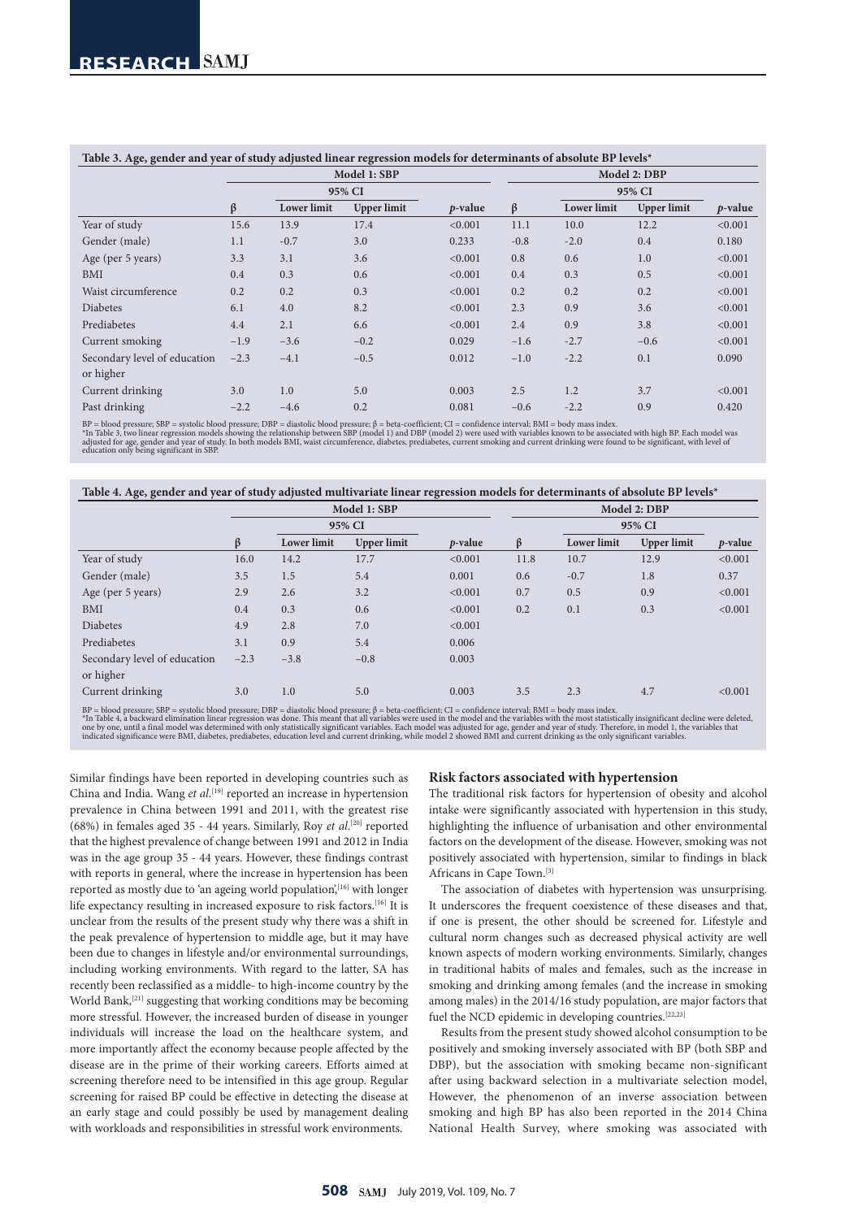**Table 3. Age, gender and year of study adjusted linear regression models for determinants of absolute BP levels***

| | Model 1: SBP | | | | Model 2: DBP | | | |
|---|---|---|---|---|---|---|---|---|
| | | 95% CI | | | | 95% CI | | |
| | β | Lower limit | Upper limit | *p*-value | β | Lower limit | Upper limit | *p*-value |
| Year of study | 15.6 | 13.9 | 17.4 | <0.001 | 11.1 | 10.0 | 12.2 | <0.001 |
| Gender (male) | 1.1 | −0.7 | 3.0 | 0.233 | −0.8 | −2.0 | 0.4 | 0.180 |
| Age (per 5 years) | 3.3 | 3.1 | 3.6 | <0.001 | 0.8 | 0.6 | 1.0 | <0.001 |
| BMI | 0.4 | 0.3 | 0.6 | <0.001 | 0.4 | 0.3 | 0.5 | <0.001 |
| Waist circumference | 0.2 | 0.2 | 0.3 | <0.001 | 0.2 | 0.2 | 0.2 | <0.001 |
| Diabetes | 6.1 | 4.0 | 8.2 | <0.001 | 2.3 | 0.9 | 3.6 | <0.001 |
| Prediabetes | 4.4 | 2.1 | 6.6 | <0.001 | 2.4 | 0.9 | 3.8 | <0.001 |
| Current smoking | −1.9 | −3.6 | −0.2 | 0.029 | −1.6 | −2.7 | −0.6 | <0.001 |
| Secondary level of education or higher | −2.3 | −4.1 | −0.5 | 0.012 | −1.0 | −2.2 | 0.1 | 0.090 |
| Current drinking | 3.0 | 1.0 | 5.0 | 0.003 | 2.5 | 1.2 | 3.7 | <0.001 |
| Past drinking | −2.2 | −4.6 | 0.2 | 0.081 | −0.6 | −2.2 | 0.9 | 0.420 |

BP = blood pressure; SBP = systolic blood pressure; DBP = diastolic blood pressure; β = beta-coefficient; CI = confidence interval; BMI = body mass index.
*In Table 3, two linear regression models showing the relationship between SBP (model 1) and DBP (model 2) were used with variables known to be associated with high BP. Each model was adjusted for age, gender and year of study. In both models BMI, waist circumference, diabetes, prediabetes, current smoking and current drinking were found to be significant, with level of education only being significant in SBP.

**Table 4. Age, gender and year of study adjusted multivariate linear regression models for determinants of absolute BP levels***

| | Model 1: SBP | | | | Model 2: DBP | | | |
|---|---|---|---|---|---|---|---|---|
| | | 95% CI | | | | 95% CI | | |
| | β | Lower limit | Upper limit | *p*-value | β | Lower limit | Upper limit | *p*-value |
| Year of study | 16.0 | 14.2 | 17.7 | <0.001 | 11.8 | 10.7 | 12.9 | <0.001 |
| Gender (male) | 3.5 | 1.5 | 5.4 | 0.001 | 0.6 | −0.7 | 1.8 | 0.37 |
| Age (per 5 years) | 2.9 | 2.6 | 3.2 | <0.001 | 0.7 | 0.5 | 0.9 | <0.001 |
| BMI | 0.4 | 0.3 | 0.6 | <0.001 | 0.2 | 0.1 | 0.3 | <0.001 |
| Diabetes | 4.9 | 2.8 | 7.0 | <0.001 | | | | |
| Prediabetes | 3.1 | 0.9 | 5.4 | 0.006 | | | | |
| Secondary level of education or higher | −2.3 | −3.8 | −0.8 | 0.003 | | | | |
| Current drinking | 3.0 | 1.0 | 5.0 | 0.003 | 3.5 | 2.3 | 4.7 | <0.001 |

BP = blood pressure; SBP = systolic blood pressure; DBP = diastolic blood pressure; β = beta-coefficient; CI = confidence interval; BMI = body mass index.
*In Table 4, a backward elimination linear regression was done. This meant that all variables were used in the model and the variables with the most statistically insignificant decline were deleted, one by one, until a final model was determined with only statistically significant variables. Each model was adjusted for age, gender and year of study. Therefore, in model 1, the variables that indicated significance were BMI, diabetes, prediabetes, education level and current drinking, while model 2 showed BMI and current drinking as the only significant variables.

Similar findings have been reported in developing countries such as China and India. Wang *et al.*[19] reported an increase in hypertension prevalence in China between 1991 and 2011, with the greatest rise (68%) in females aged 35 - 44 years. Similarly, Roy *et al.*[20] reported that the highest prevalence of change between 1991 and 2012 in India was in the age group 35 - 44 years. However, these findings contrast with reports in general, where the increase in hypertension has been reported as mostly due to 'an ageing world population',[16] with longer life expectancy resulting in increased exposure to risk factors.[16] It is unclear from the results of the present study why there was a shift in the peak prevalence of hypertension to middle age, but it may have been due to changes in lifestyle and/or environmental surroundings, including working environments. With regard to the latter, SA has recently been reclassified as a middle- to high-income country by the World Bank,[21] suggesting that working conditions may be becoming more stressful. However, the increased burden of disease in younger individuals will increase the load on the healthcare system, and more importantly affect the economy because people affected by the disease are in the prime of their working careers. Efforts aimed at screening therefore need to be intensified in this age group. Regular screening for raised BP could be effective in detecting the disease at an early stage and could possibly be used by management dealing with workloads and responsibilities in stressful work environments.

### Risk factors associated with hypertension

The traditional risk factors for hypertension of obesity and alcohol intake were significantly associated with hypertension in this study, highlighting the influence of urbanisation and other environmental factors on the development of the disease. However, smoking was not positively associated with hypertension, similar to findings in black Africans in Cape Town.[3]

The association of diabetes with hypertension was unsurprising. It underscores the frequent coexistence of these diseases and that, if one is present, the other should be screened for. Lifestyle and cultural norm changes such as decreased physical activity are well known aspects of modern working environments. Similarly, changes in traditional habits of males and females, such as the increase in smoking and drinking among females (and the increase in smoking among males) in the 2014/16 study population, are major factors that fuel the NCD epidemic in developing countries.[22,23]

Results from the present study showed alcohol consumption to be positively and smoking inversely associated with BP (both SBP and DBP), but the association with smoking became non-significant after using backward selection in a multivariate selection model, However, the phenomenon of an inverse association between smoking and high BP has also been reported in the 2014 China National Health Survey, where smoking was associated with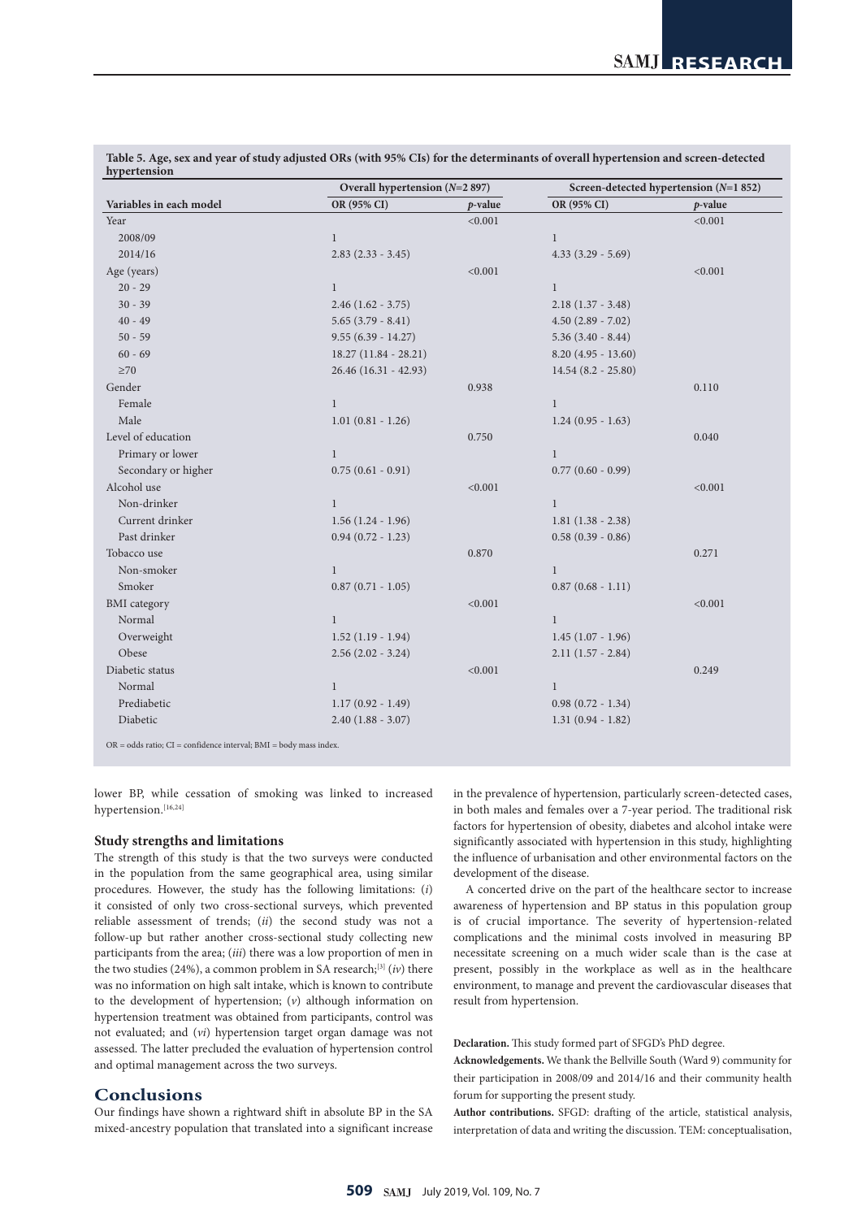**Table 5. Age, sex and year of study adjusted ORs (with 95% CIs) for the determinants of overall hypertension and screen-detected hypertension**

| | Overall hypertension ($N$=2 897) | | Screen-detected hypertension ($N$=1 852) | |
|---|---|---|---|---|
| Variables in each model | OR (95% CI) | $p$-value | OR (95% CI) | $p$-value |
| Year | | <0.001 | | <0.001 |
| 2008/09 | 1 | | 1 | |
| 2014/16 | 2.83 (2.33 - 3.45) | | 4.33 (3.29 - 5.69) | |
| Age (years) | | <0.001 | | <0.001 |
| 20 - 29 | 1 | | 1 | |
| 30 - 39 | 2.46 (1.62 - 3.75) | | 2.18 (1.37 - 3.48) | |
| 40 - 49 | 5.65 (3.79 - 8.41) | | 4.50 (2.89 - 7.02) | |
| 50 - 59 | 9.55 (6.39 - 14.27) | | 5.36 (3.40 - 8.44) | |
| 60 - 69 | 18.27 (11.84 - 28.21) | | 8.20 (4.95 - 13.60) | |
| ≥70 | 26.46 (16.31 - 42.93) | | 14.54 (8.2 - 25.80) | |
| Gender | | 0.938 | | 0.110 |
| Female | 1 | | 1 | |
| Male | 1.01 (0.81 - 1.26) | | 1.24 (0.95 - 1.63) | |
| Level of education | | 0.750 | | 0.040 |
| Primary or lower | 1 | | 1 | |
| Secondary or higher | 0.75 (0.61 - 0.91) | | 0.77 (0.60 - 0.99) | |
| Alcohol use | | <0.001 | | <0.001 |
| Non-drinker | 1 | | 1 | |
| Current drinker | 1.56 (1.24 - 1.96) | | 1.81 (1.38 - 2.38) | |
| Past drinker | 0.94 (0.72 - 1.23) | | 0.58 (0.39 - 0.86) | |
| Tobacco use | | 0.870 | | 0.271 |
| Non-smoker | 1 | | 1 | |
| Smoker | 0.87 (0.71 - 1.05) | | 0.87 (0.68 - 1.11) | |
| BMI category | | <0.001 | | <0.001 |
| Normal | 1 | | 1 | |
| Overweight | 1.52 (1.19 - 1.94) | | 1.45 (1.07 - 1.96) | |
| Obese | 2.56 (2.02 - 3.24) | | 2.11 (1.57 - 2.84) | |
| Diabetic status | | <0.001 | | 0.249 |
| Normal | 1 | | 1 | |
| Prediabetic | 1.17 (0.92 - 1.49) | | 0.98 (0.72 - 1.34) | |
| Diabetic | 2.40 (1.88 - 3.07) | | 1.31 (0.94 - 1.82) | |

OR = odds ratio; CI = confidence interval; BMI = body mass index.

lower BP, while cessation of smoking was linked to increased hypertension.[16,24]

### Study strengths and limitations

The strength of this study is that the two surveys were conducted in the population from the same geographical area, using similar procedures. However, the study has the following limitations: (*i*) it consisted of only two cross-sectional surveys, which prevented reliable assessment of trends; (*ii*) the second study was not a follow-up but rather another cross-sectional study collecting new participants from the area; (*iii*) there was a low proportion of men in the two studies (24%), a common problem in SA research;[3] (*iv*) there was no information on high salt intake, which is known to contribute to the development of hypertension; (*v*) although information on hypertension treatment was obtained from participants, control was not evaluated; and (*vi*) hypertension target organ damage was not assessed. The latter precluded the evaluation of hypertension control and optimal management across the two surveys.

## Conclusions

Our findings have shown a rightward shift in absolute BP in the SA mixed-ancestry population that translated into a significant increase in the prevalence of hypertension, particularly screen-detected cases, in both males and females over a 7-year period. The traditional risk factors for hypertension of obesity, diabetes and alcohol intake were significantly associated with hypertension in this study, highlighting the influence of urbanisation and other environmental factors on the development of the disease.

A concerted drive on the part of the healthcare sector to increase awareness of hypertension and BP status in this population group is of crucial importance. The severity of hypertension-related complications and the minimal costs involved in measuring BP necessitate screening on a much wider scale than is the case at present, possibly in the workplace as well as in the healthcare environment, to manage and prevent the cardiovascular diseases that result from hypertension.

**Declaration.** This study formed part of SFGD's PhD degree.

**Acknowledgements.** We thank the Bellville South (Ward 9) community for their participation in 2008/09 and 2014/16 and their community health forum for supporting the present study.

**Author contributions.** SFGD: drafting of the article, statistical analysis, interpretation of data and writing the discussion. TEM: conceptualisation,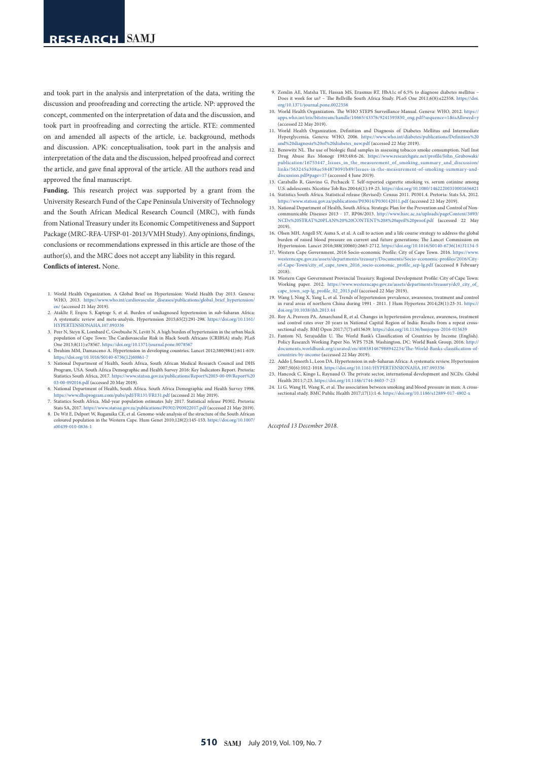and took part in the analysis and interpretation of the data, writing the discussion and proofreading and correcting the article. NP: approved the concept, commented on the interpretation of data and the discussion, and took part in proofreading and correcting the article. RTE: commented on and amended all aspects of the article, i.e. background, methods and discussion. APK: conceptualisation, took part in the analysis and interpretation of the data and the discussion, helped proofread and correct the article, and gave final approval of the article. All the authors read and approved the final manuscript.

**Funding.** This research project was supported by a grant from the University Research Fund of the Cape Peninsula University of Technology and the South African Medical Research Council (MRC), with funds from National Treasury under its Economic Competitiveness and Support Package (MRC-RFA-UFSP-01-2013/VMH Study). Any opinions, findings, conclusions or recommendations expressed in this article are those of the author(s), and the MRC does not accept any liability in this regard.

**Conflicts of interest.** None.

1. World Health Organization. A Global Brief on Hypertension: World Health Day 2013. Geneva: WHO, 2013. https://www.who.int/cardiovascular_diseases/publications/global_brief_hypertension/en/ (accessed 21 May 2019).
2. Ataklte F, Erqou S, Kaptoge S, et al. Burden of undiagnosed hypertension in sub-Saharan Africa: A systematic review and meta-analysis. Hypertension 2015;65(2):291-298. https://doi.org/10.1161/HYPERTENSIONAHA.107.093336
3. Peer N, Steyn K, Lombard C, Gwebushe N, Levitt N. A high burden of hypertension in the urban black population of Cape Town: The Cardiovascular Risk in Black South Africans (CRIBSA) study. PLoS One 2013;8(11):e78567. https://doi.org/10.1371/journal.pone.0078567
4. Ibrahim MM, Damasceno A. Hypertension in developing countries. Lancet 2012;380(9841):611-619. https://doi.org/10.1016/S0140-6736(12)60861-7
5. National Department of Health, South Africa, South African Medical Research Council and DHS Program, USA. South Africa Demographic and Health Survey 2016: Key Indicators Report. Pretoria: Statistics South Africa, 2017. https://www.statssa.gov.za/publications/Report%2003-00-09/Report%2003-00-092016.pdf (accessed 20 May 2019).
6. National Department of Health, South Africa. South Africa Demographic and Health Survey 1998. https://www.dhsprogram.com/pubs/pdf/FR131/FR131.pdf (accessed 21 May 2019).
7. Statistics South Africa. Mid-year population estimates July 2017. Statistical release P0302. Pretoria: Stats SA, 2017. https://www.statssa.gov.za/publications/P0302/P03022017.pdf (accessed 21 May 2019).
8. De Wit E, Delport W, Rugamika CE, et al. Genome-wide analysis of the structure of the South African coloured population in the Western Cape. Hum Genet 2010;128(2):145-153. https://doi.org/10.1007/s00439-010-0836-1
9. Zemlin AE, Matsha TE, Hassan MS, Erasmus RT. HbA1c of 6.5% to diagnose diabetes mellitus – Does it work for us? – The Bellville South Africa Study. PLoS One 2011;6(8):e22558. https://doi.org/10.1371/journal.pone.0022558
10. World Health Organization. The WHO STEPS Surveillance Manual. Geneva: WHO, 2012. https://apps.who.int/iris/bitstream/handle/10665/43376/9241593830_eng.pdf?sequence=1&isAllowed=y (accessed 22 May 2019).
11. World Health Organization. Definition and Diagnosis of Diabetes Mellitus and Intermediate Hyperglycemia. Geneva: WHO, 2006. https://www.who.int/diabetes/publications/Definition%20and%20diagnosis%20of%20diabetes_new.pdf (accessed 22 May 2019).
12. Benowitz NL. The use of biologic fluid samples in assessing tobacco smoke consumption. Natl Inst Drug Abuse Res Monogr 1983;48:6-26. https://www.researchgate.net/profile/John_Grabowski/publication/16753447_Issues_in_the_measurement_of_smoking_summary_and_discussion/links/563245a308ae584878091b89/Issues-in-the-measurement-of-smoking-summary-and-discussion.pdf#page=17 (accessed 4 June 2019).
13. Caraballo R, Giovino G, Pechacek T. Self-reported cigarette smoking vs. serum cotinine among U.S. adolescents. Nicotine Tob Res 2004;6(1):19-25. https://doi.org/10.1080/14622200310001656821
14. Statistics South Africa. Statistical release (Revised): Census 2011. P0301.4. Pretoria: Stats SA, 2012. https://www.statssa.gov.za/publications/P03014/P030142011.pdf (accessed 22 May 2019).
15. National Department of Health, South Africa. Strategic Plan for the Prevention and Control of Non-communicable Diseases 2013 - 17. RP06/2013. http://www.hsrc.ac.za/uploads/pageContent/3893/NCDs%20STRAT%20PLAN%20%20CONTENT%208%20april%20proof.pdf (accessed 22 May 2019).
16. Olsen MH, Angell SY, Asma S, et al. A call to action and a life course strategy to address the global burden of raised blood pressure on current and future generations: The Lancet Commission on Hypertension. Lancet 2016;388(10060):2665-2712. https://doi.org/10.1016/S0140-6736(16)31134-5
17. Western Cape Government. 2016 Socio-economic Profile: City of Cape Town. 2016. https://www.westerncape.gov.za/assets/departments/treasury/Documents/Socio-economic-profiles/2016/City-of-Cape-Town/city_of_cape_town_2016_socio-economic_profile_sep-lg.pdf (accessed 8 February 2018).
18. Western Cape Government Provincial Treasury. Regional Development Profile: City of Cape Town: Working paper. 2012. https://www.westerncape.gov.za/assets/departments/treasury/dc0_city_of_cape_town_sep-lg_profile_02_2013.pdf (accessed 22 May 2019).
19. Wang J, Ning X, Yang L, et al. Trends of hypertension prevalence, awareness, treatment and control in rural areas of northern China during 1991 - 2011. J Hum Hypertens 2014;28(1):25-31. https://doi.org/10.1038/jhh.2013.44
20. Roy A, Praveen PA, Amarchand R, et al. Changes in hypertension prevalence, awareness, treatment and control rates over 20 years in National Capital Region of India: Results from a repeat cross-sectional study. BMJ Open 2017;7(7):e015639. https://doi.org/10.1136/bmjopen-2016-015639
21. Fantom NJ, Serajuddin U. The World Bank's Classification of Countries by Income (English). Policy Research Working Paper No. WPS 7528. Washington, DC: World Bank Group, 2016. http://documents.worldbank.org/curated/en/408581467988942234/The-World-Banks-classification-of-countries-by-income (accessed 22 May 2019).
22. Addo J, Smeeth L, Leon DA. Hypertension in sub-Saharan Africa: A systematic review. Hypertension 2007;50(6):1012-1018. https://doi.org/10.1161/HYPERTENSIONAHA.107.093336
23. Hancock C, Kingo L, Raynaud O. The private sector, international development and NCDs. Global Health 2011;7:23. https://doi.org/10.1186/1744-8603-7-23
24. Li G, Wang H, Wang K, et al. The association between smoking and blood pressure in men: A cross-sectional study. BMC Public Health 2017;17(1):1-6. https://doi.org/10.1186/s12889-017-4802-x

*Accepted 13 December 2018.*